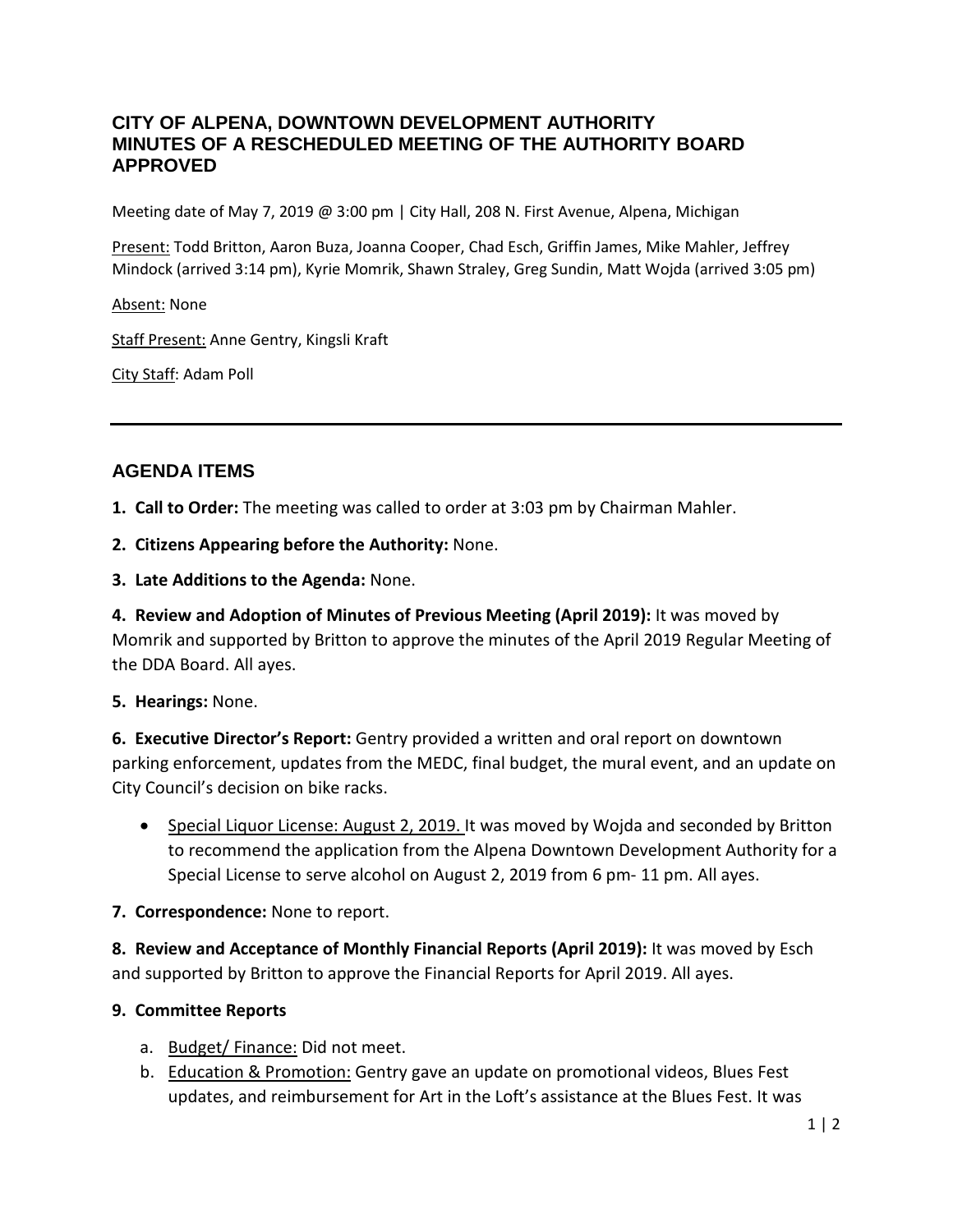# CITY OF ALPENA, DOWNTOWN DEVELOPMENT AUTHORITY
# MINUTES OF A RESCHEDULED MEETING OF THE AUTHORITY BOARD
# APPROVED

Meeting date of May 7, 2019 @ 3:00 pm | City Hall, 208 N. First Avenue, Alpena, Michigan

Present: Todd Britton, Aaron Buza, Joanna Cooper, Chad Esch, Griffin James, Mike Mahler, Jeffrey Mindock (arrived 3:14 pm), Kyrie Momrik, Shawn Straley, Greg Sundin, Matt Wojda (arrived 3:05 pm)

Absent: None

Staff Present: Anne Gentry, Kingsli Kraft

City Staff: Adam Poll

---

## AGENDA ITEMS

**1. Call to Order:** The meeting was called to order at 3:03 pm by Chairman Mahler.

**2. Citizens Appearing before the Authority:** None.

**3. Late Additions to the Agenda:** None.

**4. Review and Adoption of Minutes of Previous Meeting (April 2019):** It was moved by Momrik and supported by Britton to approve the minutes of the April 2019 Regular Meeting of the DDA Board. All ayes.

**5. Hearings:** None.

**6. Executive Director's Report:** Gentry provided a written and oral report on downtown parking enforcement, updates from the MEDC, final budget, the mural event, and an update on City Council's decision on bike racks.

- Special Liquor License: August 2, 2019. It was moved by Wojda and seconded by Britton to recommend the application from the Alpena Downtown Development Authority for a Special License to serve alcohol on August 2, 2019 from 6 pm- 11 pm. All ayes.

**7. Correspondence:** None to report.

**8. Review and Acceptance of Monthly Financial Reports (April 2019):** It was moved by Esch and supported by Britton to approve the Financial Reports for April 2019. All ayes.

**9. Committee Reports**

a. Budget/ Finance: Did not meet.

b. Education & Promotion: Gentry gave an update on promotional videos, Blues Fest updates, and reimbursement for Art in the Loft's assistance at the Blues Fest. It was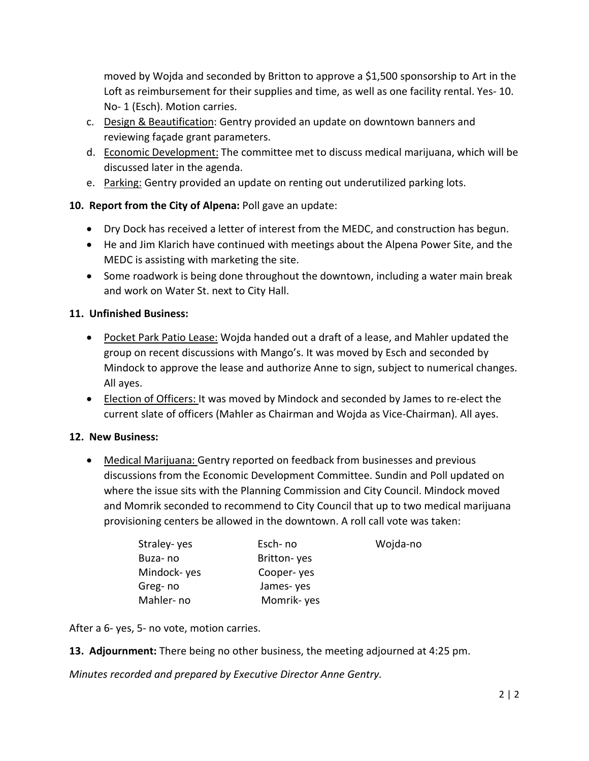moved by Wojda and seconded by Britton to approve a $1,500 sponsorship to Art in the Loft as reimbursement for their supplies and time, as well as one facility rental. Yes- 10. No- 1 (Esch). Motion carries.

c. Design & Beautification: Gentry provided an update on downtown banners and reviewing façade grant parameters.
d. Economic Development: The committee met to discuss medical marijuana, which will be discussed later in the agenda.
e. Parking: Gentry provided an update on renting out underutilized parking lots.

**10. Report from the City of Alpena:** Poll gave an update:

- Dry Dock has received a letter of interest from the MEDC, and construction has begun.
- He and Jim Klarich have continued with meetings about the Alpena Power Site, and the MEDC is assisting with marketing the site.
- Some roadwork is being done throughout the downtown, including a water main break and work on Water St. next to City Hall.

**11. Unfinished Business:**

- Pocket Park Patio Lease: Wojda handed out a draft of a lease, and Mahler updated the group on recent discussions with Mango's. It was moved by Esch and seconded by Mindock to approve the lease and authorize Anne to sign, subject to numerical changes. All ayes.
- Election of Officers: It was moved by Mindock and seconded by James to re-elect the current slate of officers (Mahler as Chairman and Wojda as Vice-Chairman). All ayes.

**12. New Business:**

- Medical Marijuana: Gentry reported on feedback from businesses and previous discussions from the Economic Development Committee. Sundin and Poll updated on where the issue sits with the Planning Commission and City Council. Mindock moved and Momrik seconded to recommend to City Council that up to two medical marijuana provisioning centers be allowed in the downtown. A roll call vote was taken:

| | | |
|---|---|---|
| Straley- yes | Esch- no | Wojda-no |
| Buza- no | Britton- yes | |
| Mindock- yes | Cooper- yes | |
| Greg- no | James- yes | |
| Mahler- no | Momrik- yes | |

After a 6- yes, 5- no vote, motion carries.

**13. Adjournment:** There being no other business, the meeting adjourned at 4:25 pm.

*Minutes recorded and prepared by Executive Director Anne Gentry.*